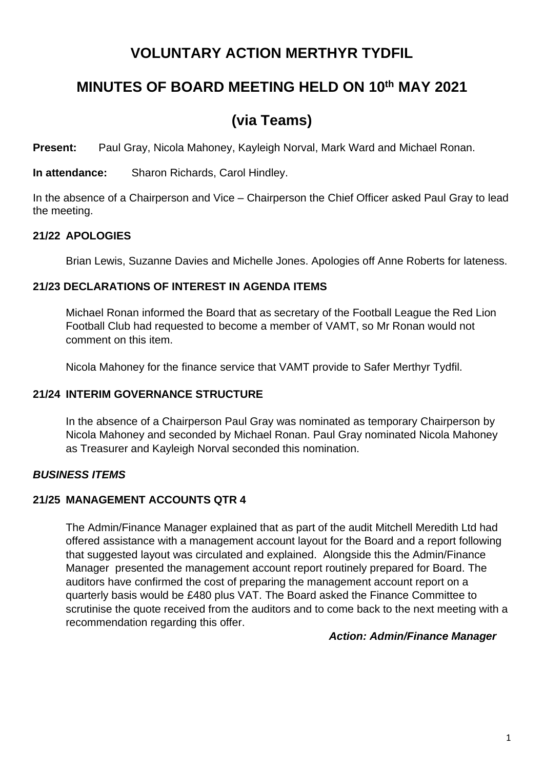# VOLUNTARY ACTION MERTHYR TYDFIL

## MINUTES OF BOARD MEETING HELD ON 10th MAY 2021

## (via Teams)

**Present:** Paul Gray, Nicola Mahoney, Kayleigh Norval, Mark Ward and Michael Ronan.

**In attendance:** Sharon Richards, Carol Hindley.

In the absence of a Chairperson and Vice – Chairperson the Chief Officer asked Paul Gray to lead the meeting.

### 21/22 APOLOGIES

Brian Lewis, Suzanne Davies and Michelle Jones. Apologies off Anne Roberts for lateness.

### 21/23 DECLARATIONS OF INTEREST IN AGENDA ITEMS

Michael Ronan informed the Board that as secretary of the Football League the Red Lion Football Club had requested to become a member of VAMT, so Mr Ronan would not comment on this item.

Nicola Mahoney for the finance service that VAMT provide to Safer Merthyr Tydfil.

### 21/24 INTERIM GOVERNANCE STRUCTURE

In the absence of a Chairperson Paul Gray was nominated as temporary Chairperson by Nicola Mahoney and seconded by Michael Ronan. Paul Gray nominated Nicola Mahoney as Treasurer and Kayleigh Norval seconded this nomination.

***BUSINESS ITEMS***

### 21/25 MANAGEMENT ACCOUNTS QTR 4

The Admin/Finance Manager explained that as part of the audit Mitchell Meredith Ltd had offered assistance with a management account layout for the Board and a report following that suggested layout was circulated and explained. Alongside this the Admin/Finance Manager presented the management account report routinely prepared for Board. The auditors have confirmed the cost of preparing the management account report on a quarterly basis would be £480 plus VAT. The Board asked the Finance Committee to scrutinise the quote received from the auditors and to come back to the next meeting with a recommendation regarding this offer.

***Action: Admin/Finance Manager***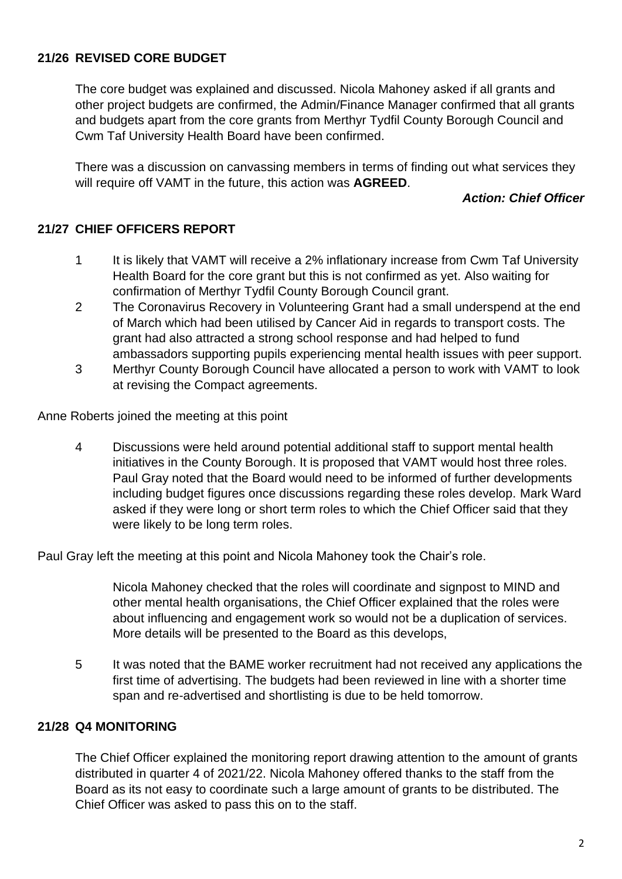## 21/26 REVISED CORE BUDGET

The core budget was explained and discussed. Nicola Mahoney asked if all grants and other project budgets are confirmed, the Admin/Finance Manager confirmed that all grants and budgets apart from the core grants from Merthyr Tydfil County Borough Council and Cwm Taf University Health Board have been confirmed.

There was a discussion on canvassing members in terms of finding out what services they will require off VAMT in the future, this action was **AGREED**.

***Action: Chief Officer***

## 21/27 CHIEF OFFICERS REPORT

1. It is likely that VAMT will receive a 2% inflationary increase from Cwm Taf University Health Board for the core grant but this is not confirmed as yet. Also waiting for confirmation of Merthyr Tydfil County Borough Council grant.
2. The Coronavirus Recovery in Volunteering Grant had a small underspend at the end of March which had been utilised by Cancer Aid in regards to transport costs. The grant had also attracted a strong school response and had helped to fund ambassadors supporting pupils experiencing mental health issues with peer support.
3. Merthyr County Borough Council have allocated a person to work with VAMT to look at revising the Compact agreements.

Anne Roberts joined the meeting at this point

4. Discussions were held around potential additional staff to support mental health initiatives in the County Borough. It is proposed that VAMT would host three roles. Paul Gray noted that the Board would need to be informed of further developments including budget figures once discussions regarding these roles develop. Mark Ward asked if they were long or short term roles to which the Chief Officer said that they were likely to be long term roles.

Paul Gray left the meeting at this point and Nicola Mahoney took the Chair's role.

Nicola Mahoney checked that the roles will coordinate and signpost to MIND and other mental health organisations, the Chief Officer explained that the roles were about influencing and engagement work so would not be a duplication of services. More details will be presented to the Board as this develops,

5. It was noted that the BAME worker recruitment had not received any applications the first time of advertising. The budgets had been reviewed in line with a shorter time span and re-advertised and shortlisting is due to be held tomorrow.

## 21/28 Q4 MONITORING

The Chief Officer explained the monitoring report drawing attention to the amount of grants distributed in quarter 4 of 2021/22. Nicola Mahoney offered thanks to the staff from the Board as its not easy to coordinate such a large amount of grants to be distributed. The Chief Officer was asked to pass this on to the staff.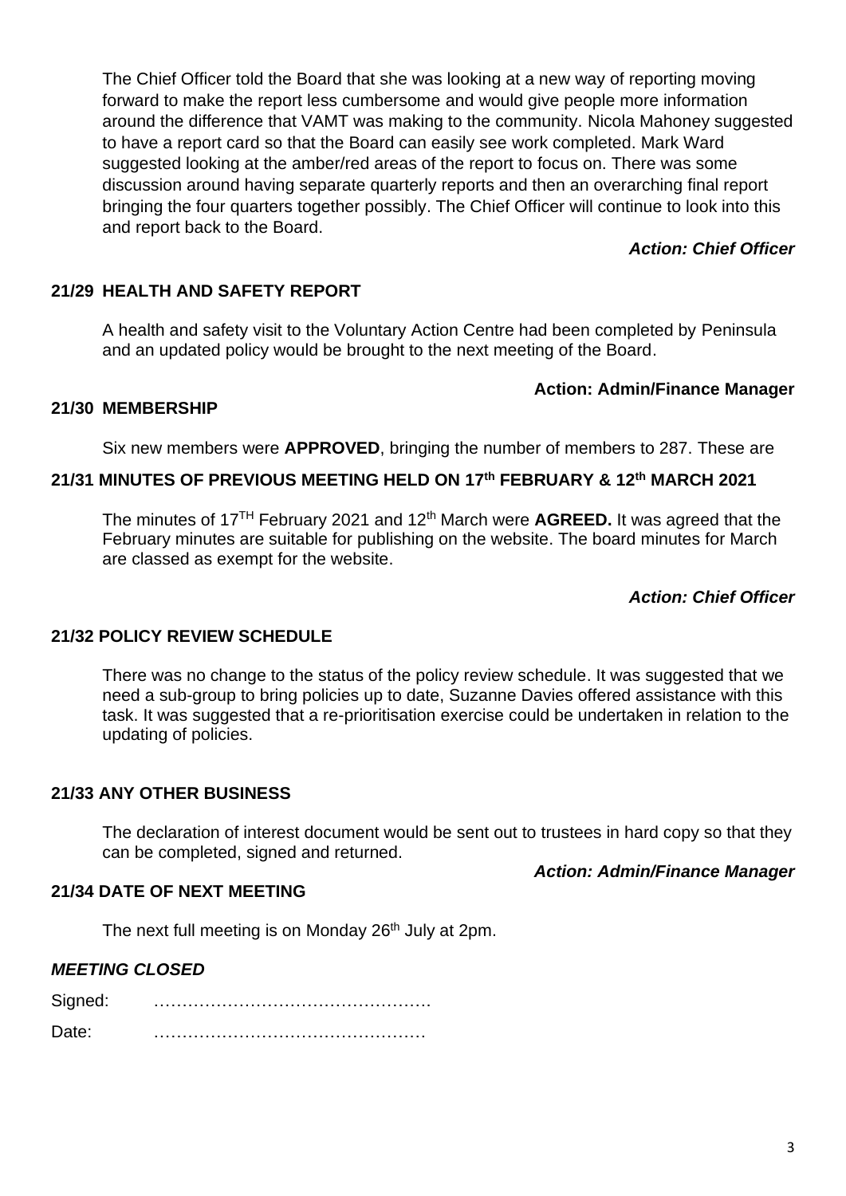The Chief Officer told the Board that she was looking at a new way of reporting moving forward to make the report less cumbersome and would give people more information around the difference that VAMT was making to the community. Nicola Mahoney suggested to have a report card so that the Board can easily see work completed. Mark Ward suggested looking at the amber/red areas of the report to focus on. There was some discussion around having separate quarterly reports and then an overarching final report bringing the four quarters together possibly. The Chief Officer will continue to look into this and report back to the Board.

***Action: Chief Officer***

**21/29 HEALTH AND SAFETY REPORT**

A health and safety visit to the Voluntary Action Centre had been completed by Peninsula and an updated policy would be brought to the next meeting of the Board.

**Action: Admin/Finance Manager**

**21/30 MEMBERSHIP**

Six new members were **APPROVED**, bringing the number of members to 287. These are

**21/31 MINUTES OF PREVIOUS MEETING HELD ON 17th FEBRUARY & 12th MARCH 2021**

The minutes of 17TH February 2021 and 12th March were **AGREED.** It was agreed that the February minutes are suitable for publishing on the website. The board minutes for March are classed as exempt for the website.

***Action: Chief Officer***

**21/32 POLICY REVIEW SCHEDULE**

There was no change to the status of the policy review schedule. It was suggested that we need a sub-group to bring policies up to date, Suzanne Davies offered assistance with this task. It was suggested that a re-prioritisation exercise could be undertaken in relation to the updating of policies.

**21/33 ANY OTHER BUSINESS**

The declaration of interest document would be sent out to trustees in hard copy so that they can be completed, signed and returned.

***Action: Admin/Finance Manager***

**21/34 DATE OF NEXT MEETING**

The next full meeting is on Monday 26th July at 2pm.

***MEETING CLOSED***

Signed: ………………………………………….

Date: …………………………………………